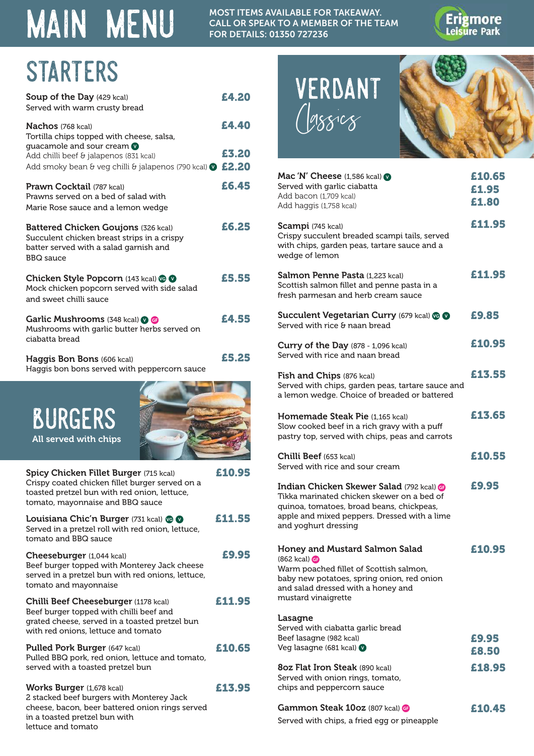# MAIN MENU

MOST ITEMS AVAILABLE FOR TAKEAWAY. CALL OR SPEAK TO A MEMBER OF THE TEAM FOR DETAILS: 01350 727236

Erigmore Leisure Park

## STARTERS

**Soup of the Day** (429 kcal) — **£4.20**
Served with warm crusty bread

**Nachos** (768 kcal) — **£4.40**
Tortilla chips topped with cheese, salsa, guacamole and sour cream (V)
Add chilli beef & jalapenos (831 kcal) — **£3.20**
Add smoky bean & veg chilli & jalapenos (790 kcal) (V) — **£2.20**

**Prawn Cocktail** (787 kcal) — **£6.45**
Prawns served on a bed of salad with Marie Rose sauce and a lemon wedge

**Battered Chicken Goujons** (326 kcal) — **£6.25**
Succulent chicken breast strips in a crispy batter served with a salad garnish and BBQ sauce

**Chicken Style Popcorn** (143 kcal) (VG) (V) — **£5.55**
Mock chicken popcorn served with side salad and sweet chilli sauce

**Garlic Mushrooms** (348 kcal) (V) (GF) — **£4.55**
Mushrooms with garlic butter herbs served on ciabatta bread

**Haggis Bon Bons** (606 kcal) — **£5.25**
Haggis bon bons served with peppercorn sauce

## BURGERS

All served with chips

**Spicy Chicken Fillet Burger** (715 kcal) — **£10.95**
Crispy coated chicken fillet burger served on a toasted pretzel bun with red onion, lettuce, tomato, mayonnaise and BBQ sauce

**Louisiana Chic'n Burger** (731 kcal) (VG) (V) — **£11.55**
Served in a pretzel roll with red onion, lettuce, tomato and BBQ sauce

**Cheeseburger** (1,044 kcal) — **£9.95**
Beef burger topped with Monterey Jack cheese served in a pretzel bun with red onions, lettuce, tomato and mayonnaise

**Chilli Beef Cheeseburger** (1178 kcal) — **£11.95**
Beef burger topped with chilli beef and grated cheese, served in a toasted pretzel bun with red onions, lettuce and tomato

**Pulled Pork Burger** (647 kcal) — **£10.65**
Pulled BBQ pork, red onion, lettuce and tomato, served with a toasted pretzel bun

**Works Burger** (1,678 kcal) — **£13.95**
2 stacked beef burgers with Monterey Jack cheese, bacon, beer battered onion rings served in a toasted pretzel bun with lettuce and tomato

## VERDANT Classics

**Mac 'N' Cheese** (1,586 kcal) (V) — **£10.65**
Served with garlic ciabatta
Add bacon (1,709 kcal) — **£1.95**
Add haggis (1,758 kcal) — **£1.80**

**Scampi** (745 kcal) — **£11.95**
Crispy succulent breaded scampi tails, served with chips, garden peas, tartare sauce and a wedge of lemon

**Salmon Penne Pasta** (1,223 kcal) — **£11.95**
Scottish salmon fillet and penne pasta in a fresh parmesan and herb cream sauce

**Succulent Vegetarian Curry** (679 kcal) (VG) (V) — **£9.85**
Served with rice & naan bread

**Curry of the Day** (878 - 1,096 kcal) — **£10.95**
Served with rice and naan bread

**Fish and Chips** (876 kcal) — **£13.55**
Served with chips, garden peas, tartare sauce and a lemon wedge. Choice of breaded or battered

**Homemade Steak Pie** (1,165 kcal) — **£13.65**
Slow cooked beef in a rich gravy with a puff pastry top, served with chips, peas and carrots

**Chilli Beef** (653 kcal) — **£10.55**
Served with rice and sour cream

**Indian Chicken Skewer Salad** (792 kcal) (GF) — **£9.95**
Tikka marinated chicken skewer on a bed of quinoa, tomatoes, broad beans, chickpeas, apple and mixed peppers. Dressed with a lime and yoghurt dressing

**Honey and Mustard Salmon Salad** (862 kcal) (GF) — **£10.95**
Warm poached fillet of Scottish salmon, baby new potatoes, spring onion, red onion and salad dressed with a honey and mustard vinaigrette

**Lasagne**
Served with ciabatta garlic bread
Beef lasagne (982 kcal) — **£9.95**
Veg lasagne (681 kcal) (V) — **£8.50**

**8oz Flat Iron Steak** (890 kcal) — **£18.95**
Served with onion rings, tomato, chips and peppercorn sauce

**Gammon Steak 10oz** (807 kcal) (GF) — **£10.45**
Served with chips, a fried egg or pineapple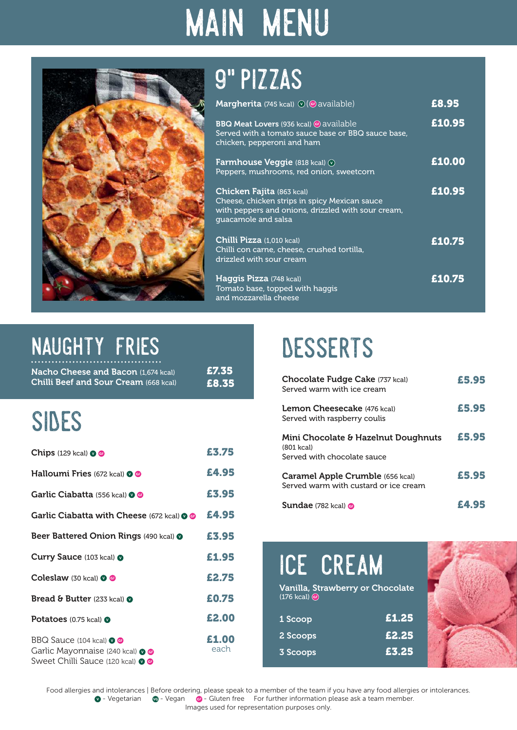# MAIN MENU

## 9" PIZZAS

**Margherita** (745 kcal) V (GF available) — **£8.95**

**BBQ Meat Lovers** (936 kcal) GF available — **£10.95**
Served with a tomato sauce base or BBQ sauce base, chicken, pepperoni and ham

**Farmhouse Veggie** (818 kcal) V — **£10.00**
Peppers, mushrooms, red onion, sweetcorn

**Chicken Fajita** (863 kcal) — **£10.95**
Cheese, chicken strips in spicy Mexican sauce with peppers and onions, drizzled with sour cream, guacamole and salsa

**Chilli Pizza** (1,010 kcal) — **£10.75**
Chilli con carne, cheese, crushed tortilla, drizzled with sour cream

**Haggis Pizza** (748 kcal) — **£10.75**
Tomato base, topped with haggis and mozzarella cheese

## NAUGHTY FRIES

**Nacho Cheese and Bacon** (1,674 kcal) — **£7.35**
**Chilli Beef and Sour Cream** (668 kcal) — **£8.35**

## SIDES

| | |
|---|---|
| **Chips** (129 kcal) V GF | **£3.75** |
| **Halloumi Fries** (672 kcal) V GF | **£4.95** |
| **Garlic Ciabatta** (556 kcal) V GF | **£3.95** |
| **Garlic Ciabatta with Cheese** (672 kcal) V GF | **£4.95** |
| **Beer Battered Onion Rings** (490 kcal) V | **£3.95** |
| **Curry Sauce** (103 kcal) V | **£1.95** |
| **Coleslaw** (30 kcal) V GF | **£2.75** |
| **Bread & Butter** (233 kcal) V | **£0.75** |
| **Potatoes** (0.75 kcal) V | **£2.00** |
| BBQ Sauce (104 kcal) V GF<br>Garlic Mayonnaise (240 kcal) V GF<br>Sweet Chilli Sauce (120 kcal) V GF | **£1.00** each |

## DESSERTS

**Chocolate Fudge Cake** (737 kcal) — **£5.95**
Served warm with ice cream

**Lemon Cheesecake** (476 kcal) — **£5.95**
Served with raspberry coulis

**Mini Chocolate & Hazelnut Doughnuts** (801 kcal) — **£5.95**
Served with chocolate sauce

**Caramel Apple Crumble** (656 kcal) — **£5.95**
Served warm with custard or ice cream

**Sundae** (782 kcal) GF — **£4.95**

## ICE CREAM

**Vanilla, Strawberry or Chocolate**
(176 kcal) GF

| | |
|---|---|
| 1 Scoop | **£1.25** |
| 2 Scoops | **£2.25** |
| 3 Scoops | **£3.25** |

Food allergies and intolerances | Before ordering, please speak to a member of the team if you have any food allergies or intolerances.
V - Vegetarian VG - Vegan GF - Gluten free For further information please ask a team member.
Images used for representation purposes only.